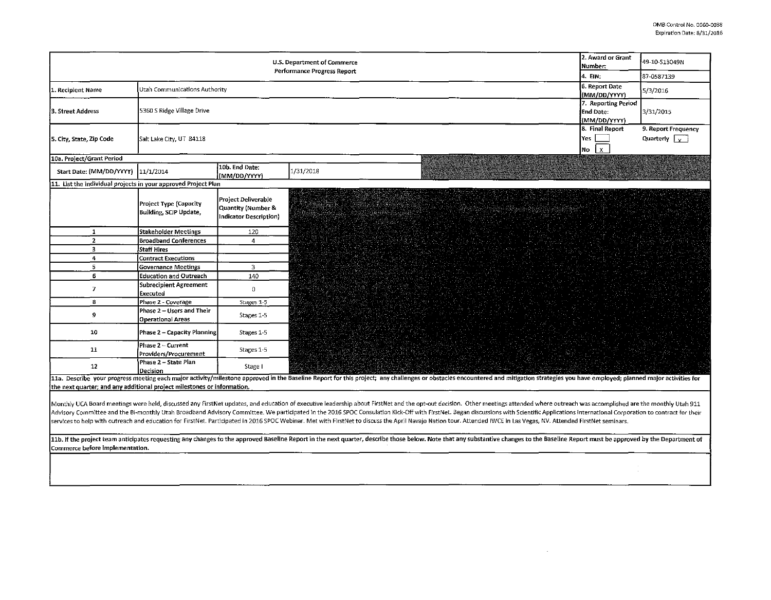OMB Control No. 0660-0038
Expiration Date: 8/31/2016

| U.S. Department of Commerce Performance Progress Report | | 2. Award or Grant Number: | 49-10-S13049N |
|---|---|---|---|
| | | 4. EIN: | 87-0587139 |
| 1. Recipient Name | Utah Communications Authority | 6. Report Date (MM/DD/YYYY) | 5/3/2016 |
| 3. Street Address | 5360 S Ridge Village Drive | 7. Reporting Period End Date: (MM/DD/YYYY) | 3/31/2015 |
| 5. City, State, Zip Code | Salt Lake City, UT 84118 | 8. Final Report Yes [ ] No [x] | 9. Report Frequency Quarterly [x] |

**10a. Project/Grant Period**

| Start Date: (MM/DD/YYYY) | 11/1/2014 | 10b. End Date: (MM/DD/YYYY) | 1/31/2018 |
|---|---|---|---|

**11. List the individual projects in your approved Project Plan**

| | Project Type (Capacity Building, SCIP Update, | Project Deliverable Quantity (Number & Indicator Description) |
|---|---|---|
| 1 | Stakeholder Meetings | 120 |
| 2 | Broadband Conferences | 4 |
| 3 | Staff Hires | |
| 4 | Contract Executions | |
| 5 | Governance Meetings | 3 |
| 6 | Education and Outreach | 140 |
| 7 | Subrecipient Agreement Executed | 0 |
| 8 | Phase 2 - Coverage | Stages 1-5 |
| 9 | Phase 2 – Users and Their Operational Areas | Stages 1-5 |
| 10 | Phase 2 – Capacity Planning | Stages 1-5 |
| 11 | Phase 2 – Current Providers/Procurement | Stages 1-5 |
| 12 | Phase 2 – State Plan Decision | Stage I |

**11a. Describe your progress meeting each major activity/milestone approved in the Baseline Report for this project; any challenges or obstacles encountered and mitigation strategies you have employed; planned major activities for the next quarter; and any additional project milestones or information.**

Monthly UCA Board meetings were held, discussed any FirstNet updates, and education of executive leadership about FirstNet and the opt-out decision. Other meetings attended where outreach was accomplished are the monthly Utah 911 Advisory Committee and the Bi-monthly Utah Broadband Advisory Committee. We participated in the 2016 SPOC Consulation Kick-Off with FirstNet. Began discussions with Scientific Applications International Corporation to contract for their services to help with outreach and education for FirstNet. Participated in 2016 SPOC Webinar. Met with FirstNet to discuss the April Navajo Nation tour. Attended IWCE in Las Vegas, NV. Attended FirstNet seminars.

**11b. If the project team anticipates requesting any changes to the approved Baseline Report in the next quarter, describe those below. Note that any substantive changes to the Baseline Report must be approved by the Department of Commerce before implementation.**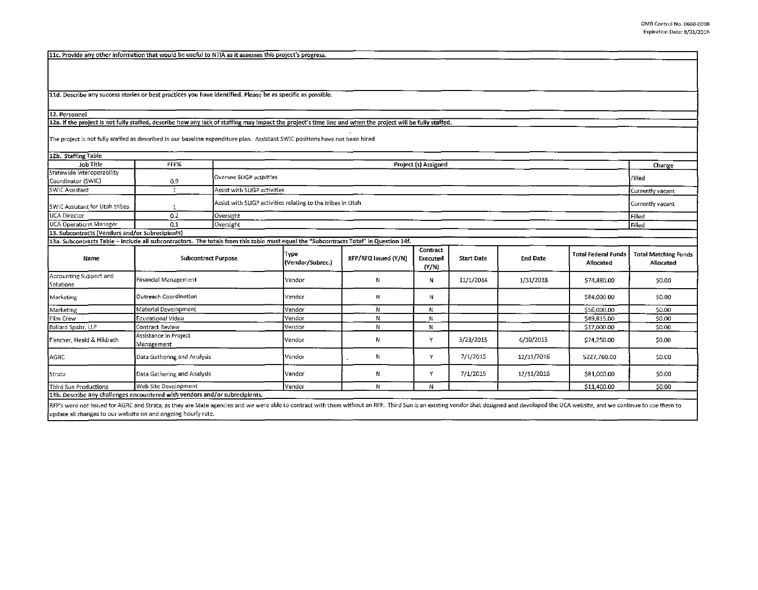**11c. Provide any other information that would be useful to NTIA as it assesses this project's progress.**

**11d. Describe any success stories or best practices you have identified. Please be as specific as possible.**

**12. Personnel**

**12a. If the project is not fully staffed, describe how any lack of staffing may impact the project's time line and when the project will be fully staffed.**

The project is not fully staffed as described in our baseline expenditure plan. Assistant SWIC positions have not been hired

**12b. Staffing Table**

| Job Title | FTE% | Project (s) Assigned | Change |
|---|---|---|---|
| Statewide Interoperability Coordinator (SWIC) | 0.9 | Oversee SLIGP activities | Filled |
| SWIC Assistant | 1 | Assist with SLIGP activities | Currently vacant |
| SWIC Assistant for Utah tribes | 1 | Assist with SLIGP activities relating to the tribes in Utah | Currently vacant |
| UCA Director | 0.2 | Oversight | Filled |
| UCA Operations Manager | 0.1 | Oversight | Filled |

**13. Subcontracts (Vendors and/or Subrecipients)**

**13a. Subcontracts Table – Include all subcontractors. The totals from this table must equal the "Subcontracts Total" in Question 14f.**

| Name | Subcontract Purpose | Type (Vendor/Subrec.) | RFP/RFQ Issued (Y/N) | Contract Executed (Y/N) | Start Date | End Date | Total Federal Funds Allocated | Total Matching Funds Allocated |
|---|---|---|---|---|---|---|---|---|
| Accounting Support and Solutions | Financial Management | Vendor | N | N | 11/1/2014 | 1/31/2018 | $74,880.00 | $0.00 |
| Marketing | Outreach Coordination | Vendor | N | N | | | $84,000.00 | $0.00 |
| Marketing | Material Development | Vendor | N | N | | | $56,000.00 | $0.00 |
| Film Crew | Educational Video | Vendor | N | N | | | $49,815.00 | $0.00 |
| Ballard Spahr, LLP | Contract Review | Vendor | N | N | | | $17,000.00 | $0.00 |
| Fletcher, Heald & Hildreth | Assistance in Project Management | Vendor | N | Y | 3/23/2015 | 6/30/2015 | $74,250.00 | $0.00 |
| AGRC | Data Gathering and Analysis | Vendor | N | Y | 7/1/2015 | 12/31/2016 | $227,760.00 | $0.00 |
| Strata | Data Gathering and Analysis | Vendor | N | Y | 7/1/2015 | 12/31/2016 | $81,000.00 | $0.00 |
| Third Sun Productions | Web Site Development | Vendor | N | N | | | $11,400.00 | $0.00 |

**13b. Describe any challenges encountered with vendors and/or subrecipients.**

RFP's were not issued for AGRC and Strata, as they are State agencies and we were able to contract with them without an RFP. Third Sun is an existing vendor that designed and developed the UCA website, and we continue to use them to update all changes to our website on and ongoing hourly rate.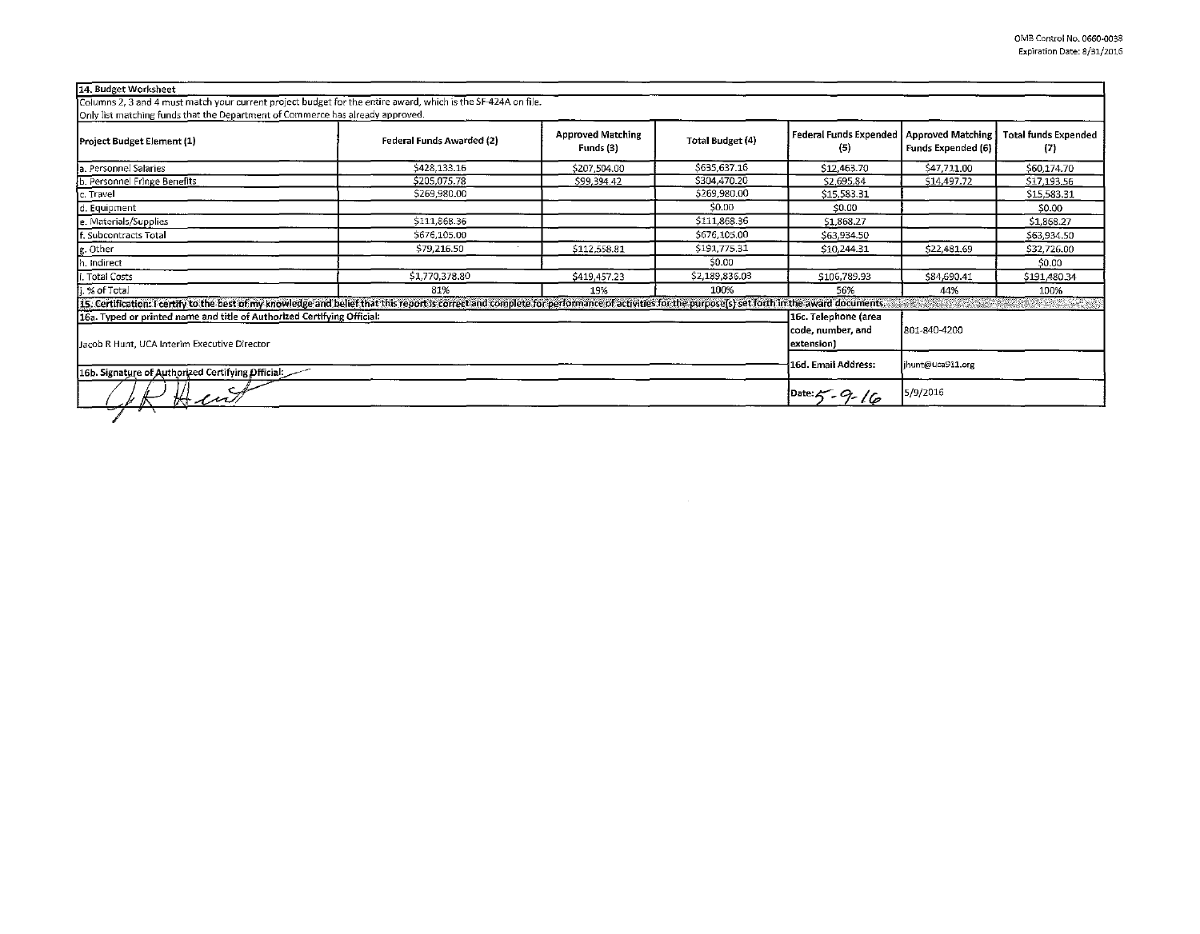OMB Control No. 0660-0038
Expiration Date: 8/31/2016

**14. Budget Worksheet**

Columns 2, 3 and 4 must match your current project budget for the entire award, which is the SF-424A on file.
Only list matching funds that the Department of Commerce has already approved.

| Project Budget Element (1) | Federal Funds Awarded (2) | Approved Matching Funds (3) | Total Budget (4) | Federal Funds Expended (5) | Approved Matching Funds Expended (6) | Total funds Expended (7) |
|---|---|---|---|---|---|---|
| a. Personnel Salaries | $428,133.16 | $207,504.00 | $635,637.16 | $12,463.70 | $47,711.00 | $60,174.70 |
| b. Personnel Fringe Benefits | $205,075.78 | $99,394.42 | $304,470.20 | $2,695.84 | $14,497.72 | $17,193.56 |
| c. Travel | $269,980.00 | | $269,980.00 | $15,583.31 | | $15,583.31 |
| d. Equipment | | | $0.00 | $0.00 | | $0.00 |
| e. Materials/Supplies | $111,868.36 | | $111,868.36 | $1,868.27 | | $1,868.27 |
| f. Subcontracts Total | $676,105.00 | | $676,105.00 | $63,934.50 | | $63,934.50 |
| g. Other | $79,216.50 | $112,558.81 | $191,775.31 | $10,244.31 | $22,481.69 | $32,726.00 |
| h. Indirect | | | $0.00 | | | $0.00 |
| i. Total Costs | $1,770,378.80 | $419,457.23 | $2,189,836.03 | $106,789.93 | $84,690.41 | $191,480.34 |
| j. % of Total | 81% | 19% | 100% | 56% | 44% | 100% |

**15. Certification:** I certify to the best of my knowledge and belief that this report is correct and complete for performance of activities for the purpose(s) set forth in the award documents.

| | | | |
|---|---|---|---|
| **16a. Typed or printed name and title of Authorized Certifying Official:** Jacob R Hunt, UCA Interim Executive Director | | 16c. Telephone (area code, number, and extension) | 801-840-4200 |
| **16b. Signature of Authorized Certifying Official:** | | 16d. Email Address: | jhunt@uca911.org |
| JR Hunt | | Date: 5-9-16 | 5/9/2016 |